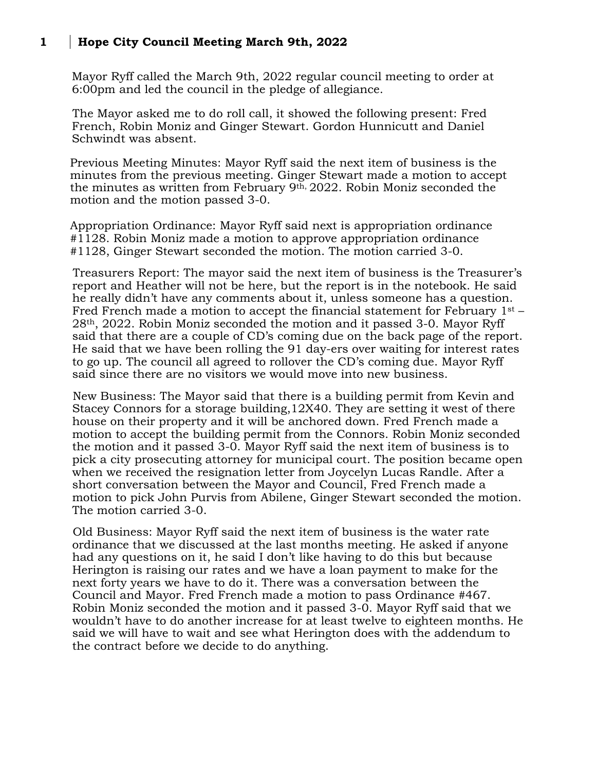# Hope City Council Meeting March 9th, 2022

Mayor Ryff called the March 9th, 2022 regular council meeting to order at 6:00pm and led the council in the pledge of allegiance.

The Mayor asked me to do roll call, it showed the following present: Fred French, Robin Moniz and Ginger Stewart. Gordon Hunnicutt and Daniel Schwindt was absent.

Previous Meeting Minutes: Mayor Ryff said the next item of business is the minutes from the previous meeting. Ginger Stewart made a motion to accept the minutes as written from February 9th, 2022. Robin Moniz seconded the motion and the motion passed 3-0.

Appropriation Ordinance: Mayor Ryff said next is appropriation ordinance #1128. Robin Moniz made a motion to approve appropriation ordinance #1128, Ginger Stewart seconded the motion. The motion carried 3-0.

Treasurers Report: The mayor said the next item of business is the Treasurer's report and Heather will not be here, but the report is in the notebook. He said he really didn't have any comments about it, unless someone has a question. Fred French made a motion to accept the financial statement for February 1st – 28th, 2022. Robin Moniz seconded the motion and it passed 3-0. Mayor Ryff said that there are a couple of CD's coming due on the back page of the report. He said that we have been rolling the 91 day-ers over waiting for interest rates to go up. The council all agreed to rollover the CD's coming due. Mayor Ryff said since there are no visitors we would move into new business.

New Business: The Mayor said that there is a building permit from Kevin and Stacey Connors for a storage building,12X40. They are setting it west of there house on their property and it will be anchored down. Fred French made a motion to accept the building permit from the Connors. Robin Moniz seconded the motion and it passed 3-0. Mayor Ryff said the next item of business is to pick a city prosecuting attorney for municipal court. The position became open when we received the resignation letter from Joycelyn Lucas Randle. After a short conversation between the Mayor and Council, Fred French made a motion to pick John Purvis from Abilene, Ginger Stewart seconded the motion. The motion carried 3-0.

Old Business: Mayor Ryff said the next item of business is the water rate ordinance that we discussed at the last months meeting. He asked if anyone had any questions on it, he said I don't like having to do this but because Herington is raising our rates and we have a loan payment to make for the next forty years we have to do it. There was a conversation between the Council and Mayor. Fred French made a motion to pass Ordinance #467. Robin Moniz seconded the motion and it passed 3-0. Mayor Ryff said that we wouldn't have to do another increase for at least twelve to eighteen months. He said we will have to wait and see what Herington does with the addendum to the contract before we decide to do anything.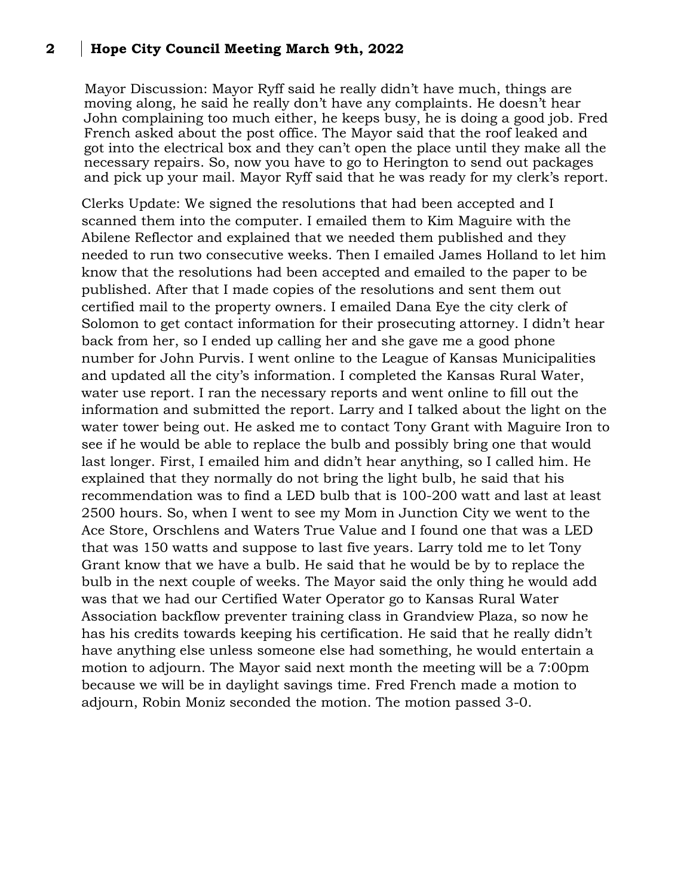Mayor Discussion: Mayor Ryff said he really didn't have much, things are moving along, he said he really don't have any complaints. He doesn't hear John complaining too much either, he keeps busy, he is doing a good job. Fred French asked about the post office. The Mayor said that the roof leaked and got into the electrical box and they can't open the place until they make all the necessary repairs. So, now you have to go to Herington to send out packages and pick up your mail. Mayor Ryff said that he was ready for my clerk's report.

Clerks Update: We signed the resolutions that had been accepted and I scanned them into the computer. I emailed them to Kim Maguire with the Abilene Reflector and explained that we needed them published and they needed to run two consecutive weeks. Then I emailed James Holland to let him know that the resolutions had been accepted and emailed to the paper to be published. After that I made copies of the resolutions and sent them out certified mail to the property owners. I emailed Dana Eye the city clerk of Solomon to get contact information for their prosecuting attorney. I didn't hear back from her, so I ended up calling her and she gave me a good phone number for John Purvis. I went online to the League of Kansas Municipalities and updated all the city's information. I completed the Kansas Rural Water, water use report. I ran the necessary reports and went online to fill out the information and submitted the report. Larry and I talked about the light on the water tower being out. He asked me to contact Tony Grant with Maguire Iron to see if he would be able to replace the bulb and possibly bring one that would last longer. First, I emailed him and didn't hear anything, so I called him. He explained that they normally do not bring the light bulb, he said that his recommendation was to find a LED bulb that is 100-200 watt and last at least 2500 hours. So, when I went to see my Mom in Junction City we went to the Ace Store, Orschlens and Waters True Value and I found one that was a LED that was 150 watts and suppose to last five years. Larry told me to let Tony Grant know that we have a bulb. He said that he would be by to replace the bulb in the next couple of weeks. The Mayor said the only thing he would add was that we had our Certified Water Operator go to Kansas Rural Water Association backflow preventer training class in Grandview Plaza, so now he has his credits towards keeping his certification. He said that he really didn't have anything else unless someone else had something, he would entertain a motion to adjourn. The Mayor said next month the meeting will be a 7:00pm because we will be in daylight savings time. Fred French made a motion to adjourn, Robin Moniz seconded the motion. The motion passed 3-0.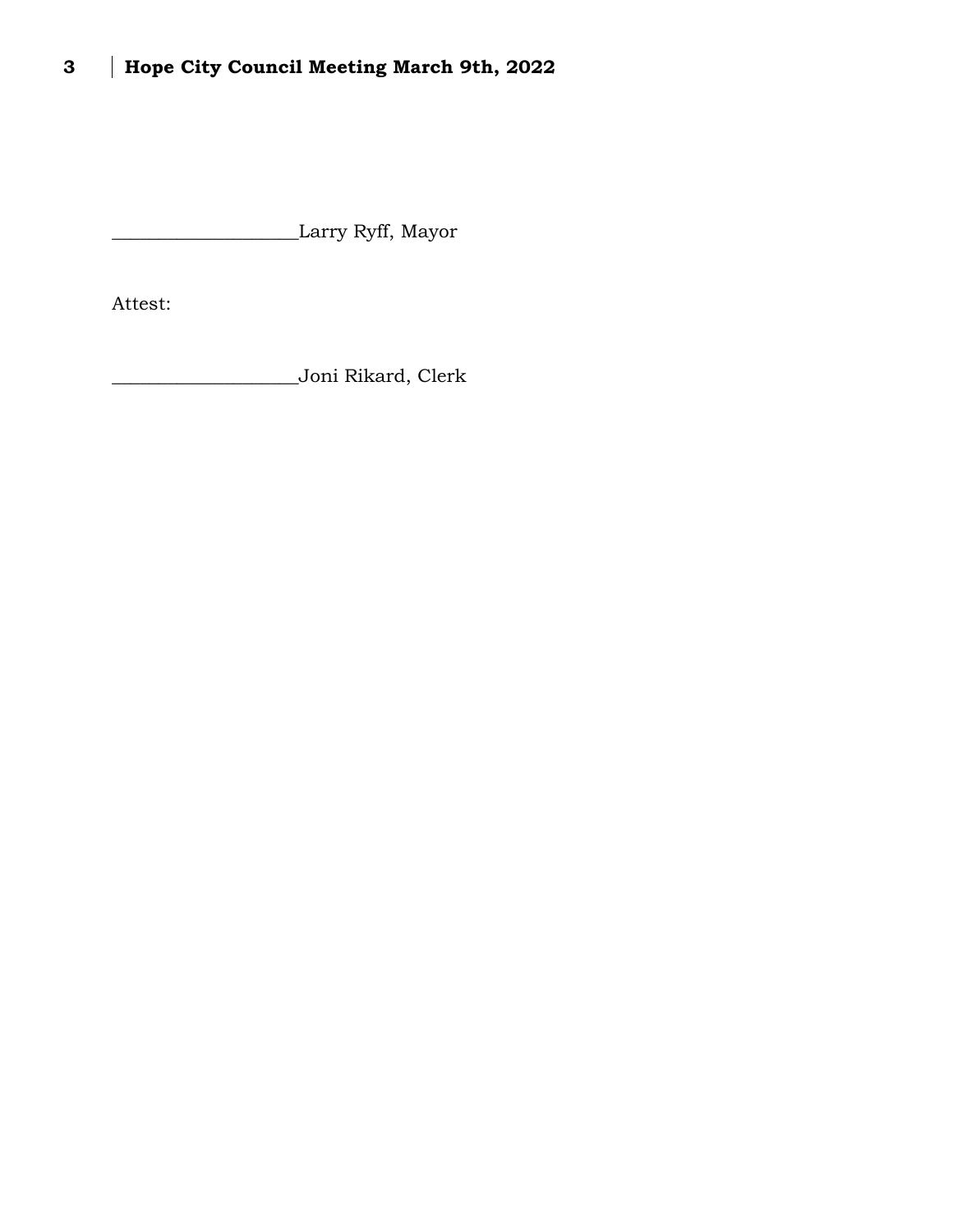____________________Larry Ryff, Mayor

Attest:

____________________Joni Rikard, Clerk